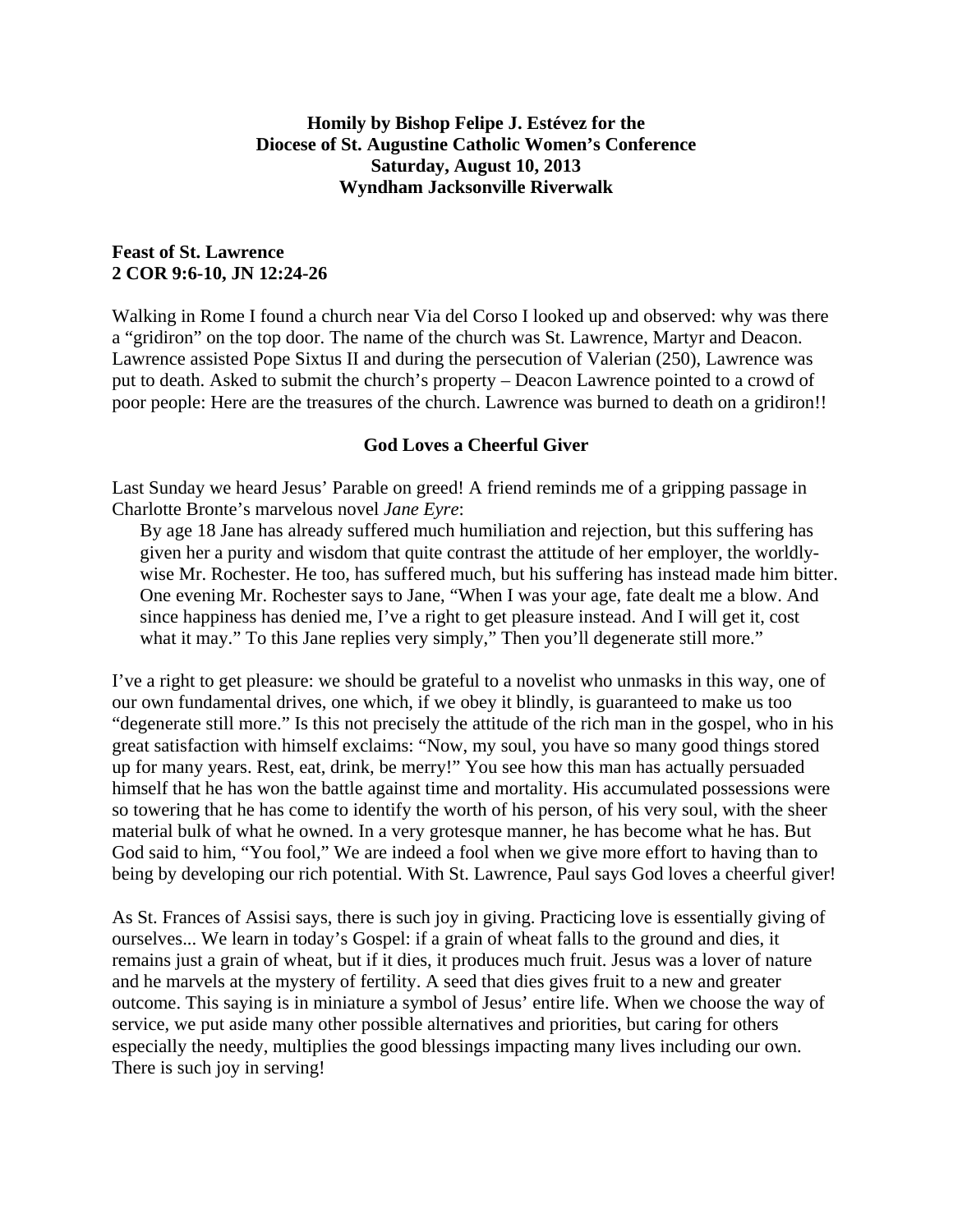**Homily by Bishop Felipe J. Estévez for the Diocese of St. Augustine Catholic Women's Conference Saturday, August 10, 2013 Wyndham Jacksonville Riverwalk**

**Feast of St. Lawrence**
**2 COR 9:6-10, JN 12:24-26**

Walking in Rome I found a church near Via del Corso I looked up and observed: why was there a "gridiron" on the top door. The name of the church was St. Lawrence, Martyr and Deacon. Lawrence assisted Pope Sixtus II and during the persecution of Valerian (250), Lawrence was put to death. Asked to submit the church's property – Deacon Lawrence pointed to a crowd of poor people: Here are the treasures of the church. Lawrence was burned to death on a gridiron!!

## God Loves a Cheerful Giver

Last Sunday we heard Jesus' Parable on greed! A friend reminds me of a gripping passage in Charlotte Bronte's marvelous novel *Jane Eyre*:

> By age 18 Jane has already suffered much humiliation and rejection, but this suffering has given her a purity and wisdom that quite contrast the attitude of her employer, the worldly-wise Mr. Rochester. He too, has suffered much, but his suffering has instead made him bitter. One evening Mr. Rochester says to Jane, "When I was your age, fate dealt me a blow. And since happiness has denied me, I've a right to get pleasure instead. And I will get it, cost what it may." To this Jane replies very simply," Then you'll degenerate still more."

I've a right to get pleasure: we should be grateful to a novelist who unmasks in this way, one of our own fundamental drives, one which, if we obey it blindly, is guaranteed to make us too "degenerate still more." Is this not precisely the attitude of the rich man in the gospel, who in his great satisfaction with himself exclaims: "Now, my soul, you have so many good things stored up for many years. Rest, eat, drink, be merry!" You see how this man has actually persuaded himself that he has won the battle against time and mortality. His accumulated possessions were so towering that he has come to identify the worth of his person, of his very soul, with the sheer material bulk of what he owned. In a very grotesque manner, he has become what he has. But God said to him, "You fool," We are indeed a fool when we give more effort to having than to being by developing our rich potential. With St. Lawrence, Paul says God loves a cheerful giver!

As St. Frances of Assisi says, there is such joy in giving. Practicing love is essentially giving of ourselves... We learn in today's Gospel: if a grain of wheat falls to the ground and dies, it remains just a grain of wheat, but if it dies, it produces much fruit. Jesus was a lover of nature and he marvels at the mystery of fertility. A seed that dies gives fruit to a new and greater outcome. This saying is in miniature a symbol of Jesus' entire life. When we choose the way of service, we put aside many other possible alternatives and priorities, but caring for others especially the needy, multiplies the good blessings impacting many lives including our own. There is such joy in serving!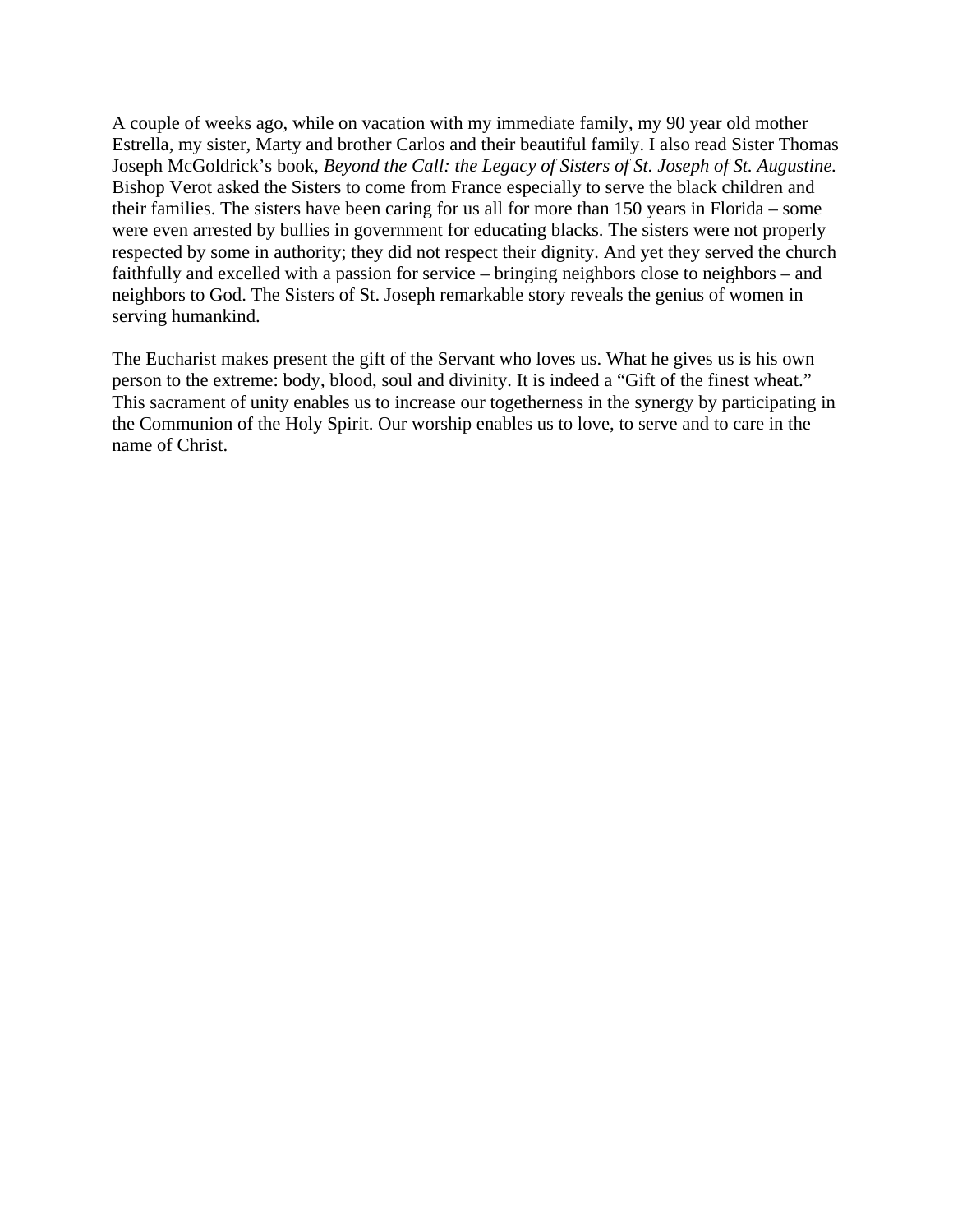A couple of weeks ago, while on vacation with my immediate family, my 90 year old mother Estrella, my sister, Marty and brother Carlos and their beautiful family. I also read Sister Thomas Joseph McGoldrick's book, *Beyond the Call: the Legacy of Sisters of St. Joseph of St. Augustine.* Bishop Verot asked the Sisters to come from France especially to serve the black children and their families. The sisters have been caring for us all for more than 150 years in Florida – some were even arrested by bullies in government for educating blacks. The sisters were not properly respected by some in authority; they did not respect their dignity. And yet they served the church faithfully and excelled with a passion for service – bringing neighbors close to neighbors – and neighbors to God. The Sisters of St. Joseph remarkable story reveals the genius of women in serving humankind.

The Eucharist makes present the gift of the Servant who loves us. What he gives us is his own person to the extreme: body, blood, soul and divinity. It is indeed a "Gift of the finest wheat." This sacrament of unity enables us to increase our togetherness in the synergy by participating in the Communion of the Holy Spirit. Our worship enables us to love, to serve and to care in the name of Christ.